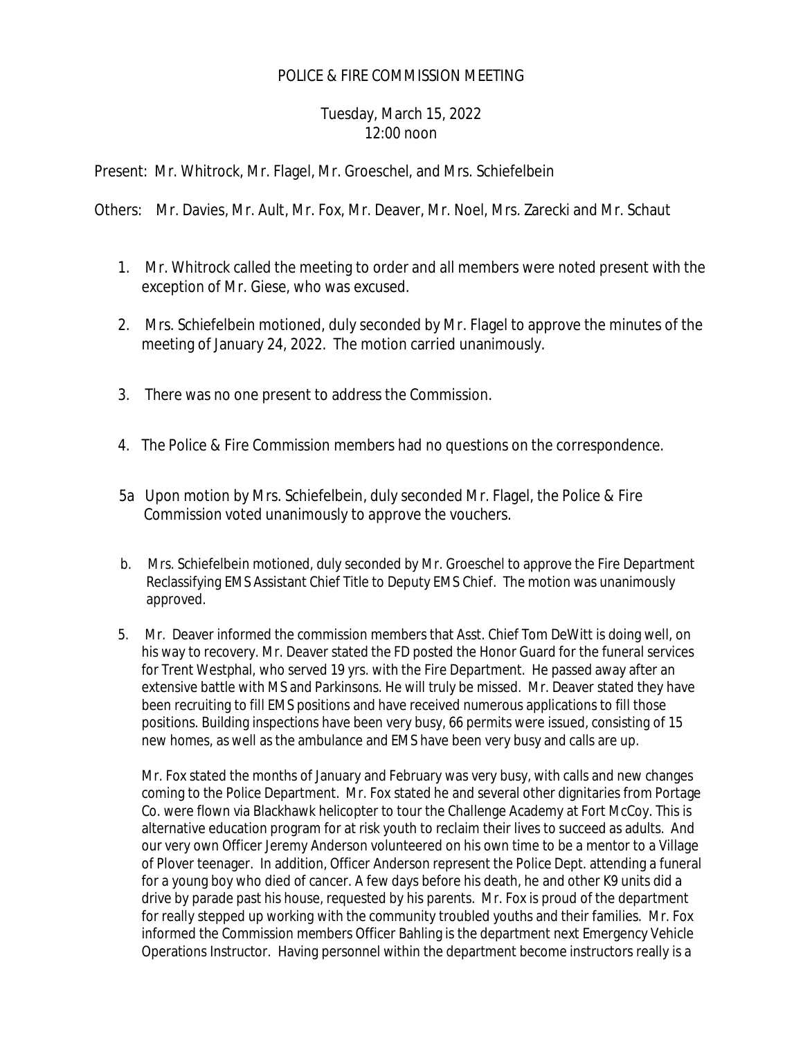# POLICE & FIRE COMMISSION MEETING

Tuesday, March 15, 2022
12:00 noon

Present: Mr. Whitrock, Mr. Flagel, Mr. Groeschel, and Mrs. Schiefelbein

Others: Mr. Davies, Mr. Ault, Mr. Fox, Mr. Deaver, Mr. Noel, Mrs. Zarecki and Mr. Schaut

1. Mr. Whitrock called the meeting to order and all members were noted present with the exception of Mr. Giese, who was excused.

2. Mrs. Schiefelbein motioned, duly seconded by Mr. Flagel to approve the minutes of the meeting of January 24, 2022. The motion carried unanimously.

3. There was no one present to address the Commission.

4. The Police & Fire Commission members had no questions on the correspondence.

5a Upon motion by Mrs. Schiefelbein, duly seconded Mr. Flagel, the Police & Fire Commission voted unanimously to approve the vouchers.

b. Mrs. Schiefelbein motioned, duly seconded by Mr. Groeschel to approve the Fire Department Reclassifying EMS Assistant Chief Title to Deputy EMS Chief. The motion was unanimously approved.

5. Mr. Deaver informed the commission members that Asst. Chief Tom DeWitt is doing well, on his way to recovery. Mr. Deaver stated the FD posted the Honor Guard for the funeral services for Trent Westphal, who served 19 yrs. with the Fire Department. He passed away after an extensive battle with MS and Parkinsons. He will truly be missed. Mr. Deaver stated they have been recruiting to fill EMS positions and have received numerous applications to fill those positions. Building inspections have been very busy, 66 permits were issued, consisting of 15 new homes, as well as the ambulance and EMS have been very busy and calls are up.

Mr. Fox stated the months of January and February was very busy, with calls and new changes coming to the Police Department. Mr. Fox stated he and several other dignitaries from Portage Co. were flown via Blackhawk helicopter to tour the Challenge Academy at Fort McCoy. This is alternative education program for at risk youth to reclaim their lives to succeed as adults. And our very own Officer Jeremy Anderson volunteered on his own time to be a mentor to a Village of Plover teenager. In addition, Officer Anderson represent the Police Dept. attending a funeral for a young boy who died of cancer. A few days before his death, he and other K9 units did a drive by parade past his house, requested by his parents. Mr. Fox is proud of the department for really stepped up working with the community troubled youths and their families. Mr. Fox informed the Commission members Officer Bahling is the department next Emergency Vehicle Operations Instructor. Having personnel within the department become instructors really is a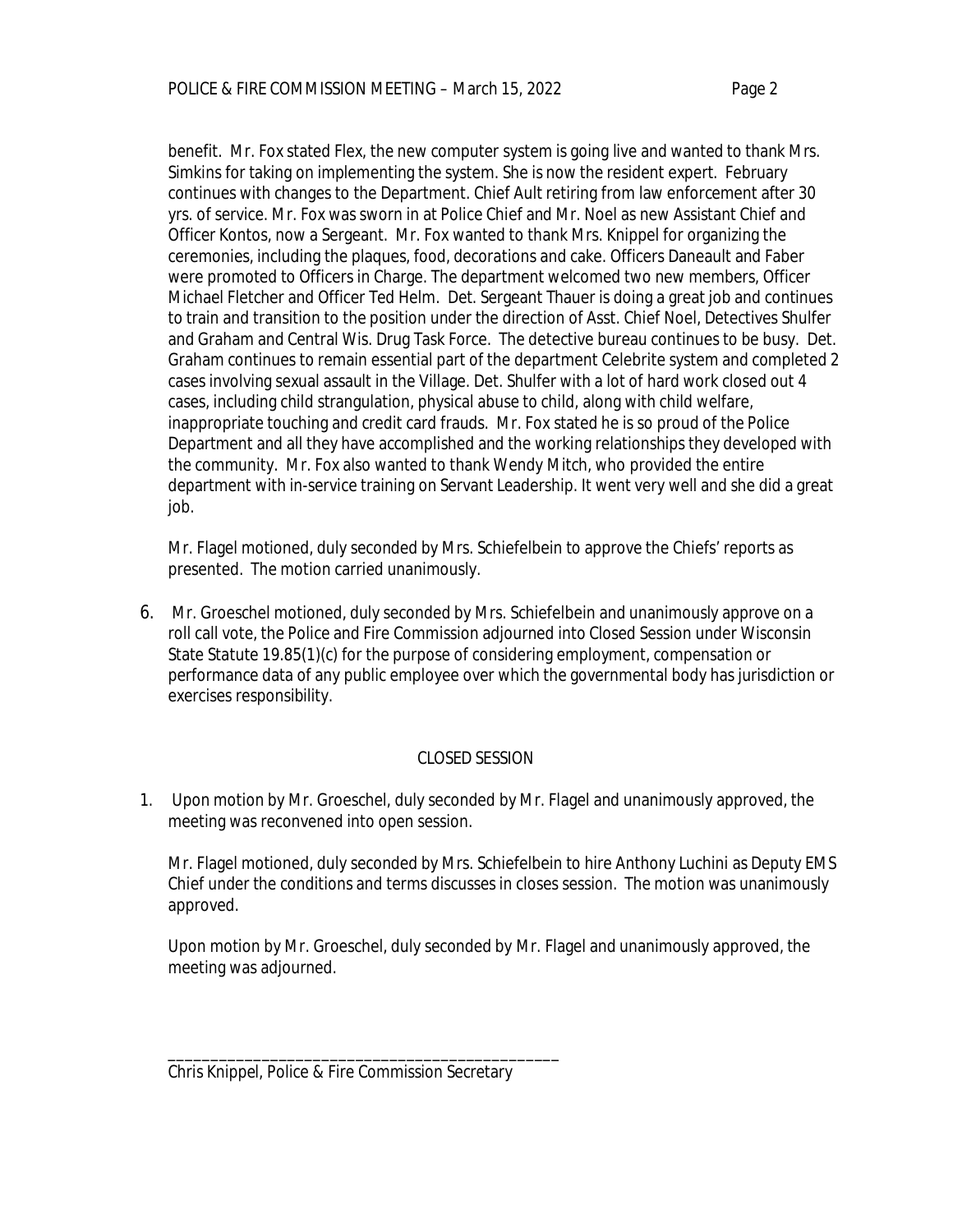benefit. Mr. Fox stated Flex, the new computer system is going live and wanted to thank Mrs. Simkins for taking on implementing the system. She is now the resident expert. February continues with changes to the Department. Chief Ault retiring from law enforcement after 30 yrs. of service. Mr. Fox was sworn in at Police Chief and Mr. Noel as new Assistant Chief and Officer Kontos, now a Sergeant. Mr. Fox wanted to thank Mrs. Knippel for organizing the ceremonies, including the plaques, food, decorations and cake. Officers Daneault and Faber were promoted to Officers in Charge. The department welcomed two new members, Officer Michael Fletcher and Officer Ted Helm. Det. Sergeant Thauer is doing a great job and continues to train and transition to the position under the direction of Asst. Chief Noel, Detectives Shulfer and Graham and Central Wis. Drug Task Force. The detective bureau continues to be busy. Det. Graham continues to remain essential part of the department Celebrite system and completed 2 cases involving sexual assault in the Village. Det. Shulfer with a lot of hard work closed out 4 cases, including child strangulation, physical abuse to child, along with child welfare, inappropriate touching and credit card frauds. Mr. Fox stated he is so proud of the Police Department and all they have accomplished and the working relationships they developed with the community. Mr. Fox also wanted to thank Wendy Mitch, who provided the entire department with in-service training on Servant Leadership. It went very well and she did a great job.

Mr. Flagel motioned, duly seconded by Mrs. Schiefelbein to approve the Chiefs' reports as presented. The motion carried unanimously.

6. Mr. Groeschel motioned, duly seconded by Mrs. Schiefelbein and unanimously approve on a roll call vote, the Police and Fire Commission adjourned into Closed Session under Wisconsin State Statute 19.85(1)(c) for the purpose of considering employment, compensation or performance data of any public employee over which the governmental body has jurisdiction or exercises responsibility.

## CLOSED SESSION

1. Upon motion by Mr. Groeschel, duly seconded by Mr. Flagel and unanimously approved, the meeting was reconvened into open session.

   Mr. Flagel motioned, duly seconded by Mrs. Schiefelbein to hire Anthony Luchini as Deputy EMS Chief under the conditions and terms discusses in closes session. The motion was unanimously approved.

   Upon motion by Mr. Groeschel, duly seconded by Mr. Flagel and unanimously approved, the meeting was adjourned.

_____________________________________________

Chris Knippel, Police & Fire Commission Secretary